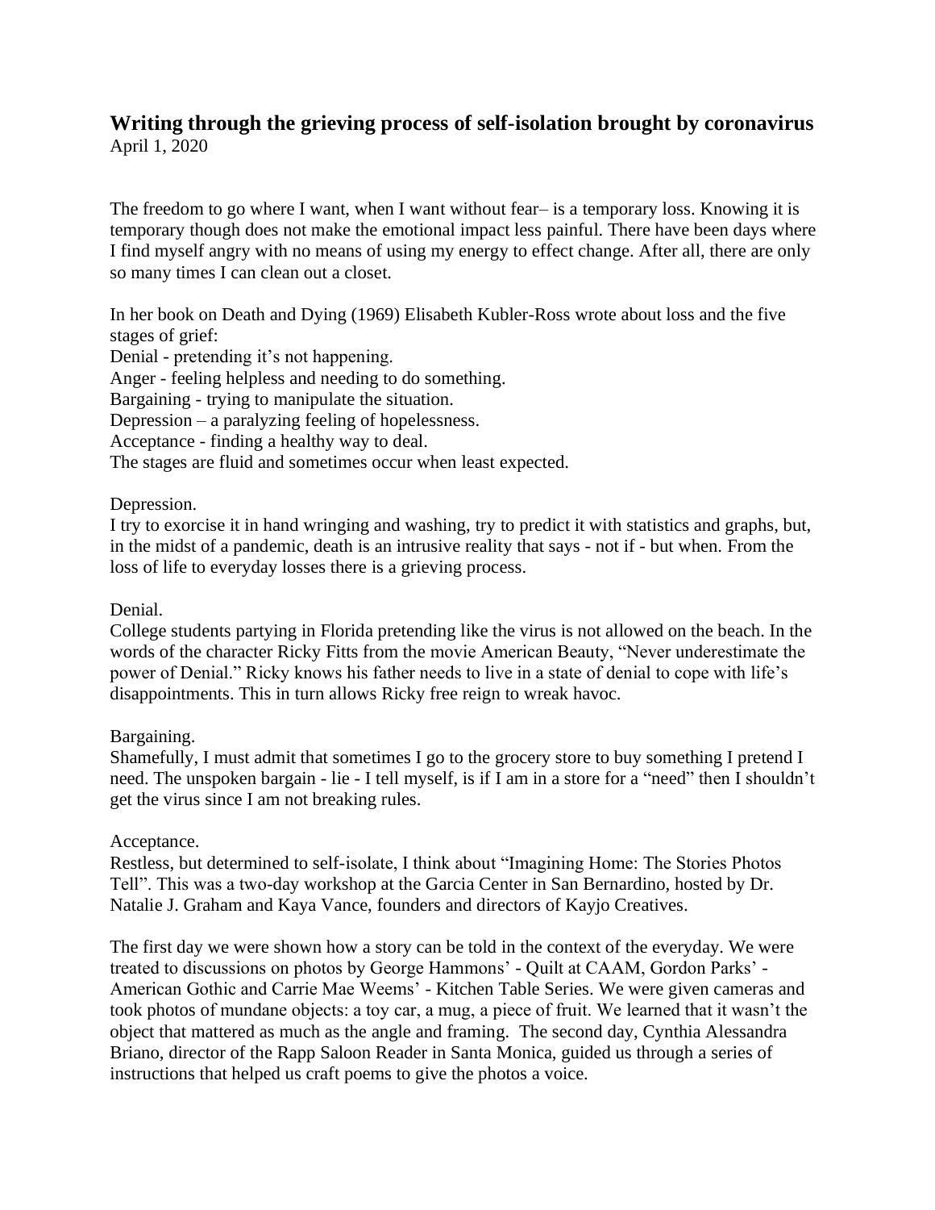# Writing through the grieving process of self-isolation brought by coronavirus

April 1, 2020

The freedom to go where I want, when I want without fear– is a temporary loss. Knowing it is temporary though does not make the emotional impact less painful. There have been days where I find myself angry with no means of using my energy to effect change. After all, there are only so many times I can clean out a closet.

In her book on Death and Dying (1969) Elisabeth Kubler-Ross wrote about loss and the five stages of grief:
Denial - pretending it's not happening.
Anger - feeling helpless and needing to do something.
Bargaining - trying to manipulate the situation.
Depression – a paralyzing feeling of hopelessness.
Acceptance - finding a healthy way to deal.
The stages are fluid and sometimes occur when least expected.

Depression.
I try to exorcise it in hand wringing and washing, try to predict it with statistics and graphs, but, in the midst of a pandemic, death is an intrusive reality that says - not if - but when. From the loss of life to everyday losses there is a grieving process.

Denial.
College students partying in Florida pretending like the virus is not allowed on the beach. In the words of the character Ricky Fitts from the movie American Beauty, "Never underestimate the power of Denial." Ricky knows his father needs to live in a state of denial to cope with life's disappointments. This in turn allows Ricky free reign to wreak havoc.

Bargaining.
Shamefully, I must admit that sometimes I go to the grocery store to buy something I pretend I need. The unspoken bargain - lie - I tell myself, is if I am in a store for a "need" then I shouldn't get the virus since I am not breaking rules.

Acceptance.
Restless, but determined to self-isolate, I think about "Imagining Home: The Stories Photos Tell". This was a two-day workshop at the Garcia Center in San Bernardino, hosted by Dr. Natalie J. Graham and Kaya Vance, founders and directors of Kayjo Creatives.

The first day we were shown how a story can be told in the context of the everyday. We were treated to discussions on photos by George Hammons' - Quilt at CAAM, Gordon Parks' - American Gothic and Carrie Mae Weems' - Kitchen Table Series. We were given cameras and took photos of mundane objects: a toy car, a mug, a piece of fruit. We learned that it wasn't the object that mattered as much as the angle and framing. The second day, Cynthia Alessandra Briano, director of the Rapp Saloon Reader in Santa Monica, guided us through a series of instructions that helped us craft poems to give the photos a voice.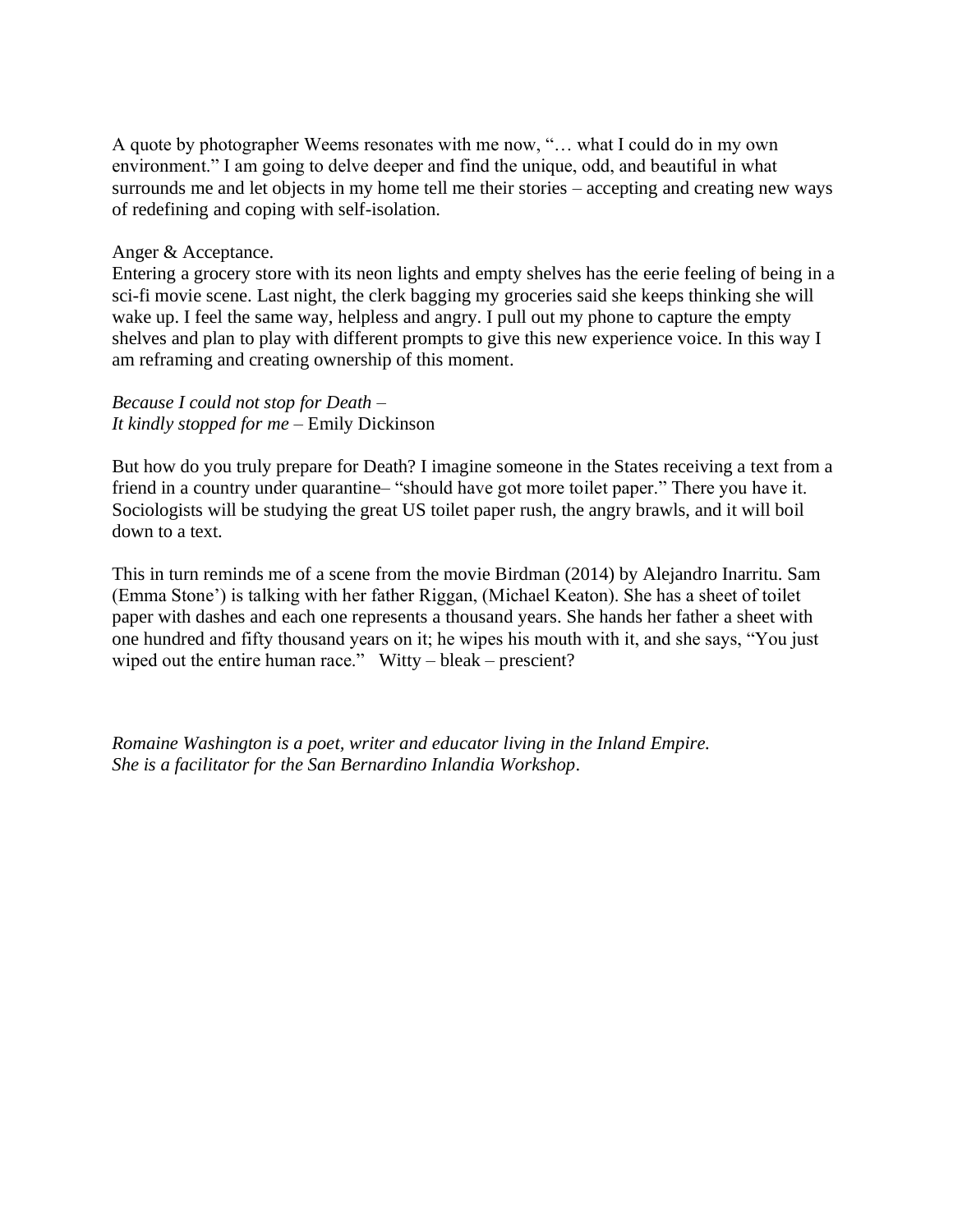A quote by photographer Weems resonates with me now, "… what I could do in my own environment." I am going to delve deeper and find the unique, odd, and beautiful in what surrounds me and let objects in my home tell me their stories – accepting and creating new ways of redefining and coping with self-isolation.

Anger & Acceptance.
Entering a grocery store with its neon lights and empty shelves has the eerie feeling of being in a sci-fi movie scene. Last night, the clerk bagging my groceries said she keeps thinking she will wake up. I feel the same way, helpless and angry. I pull out my phone to capture the empty shelves and plan to play with different prompts to give this new experience voice. In this way I am reframing and creating ownership of this moment.

*Because I could not stop for Death –*
*It kindly stopped for me* – Emily Dickinson

But how do you truly prepare for Death? I imagine someone in the States receiving a text from a friend in a country under quarantine– "should have got more toilet paper." There you have it. Sociologists will be studying the great US toilet paper rush, the angry brawls, and it will boil down to a text.

This in turn reminds me of a scene from the movie Birdman (2014) by Alejandro Inarritu. Sam (Emma Stone') is talking with her father Riggan, (Michael Keaton). She has a sheet of toilet paper with dashes and each one represents a thousand years. She hands her father a sheet with one hundred and fifty thousand years on it; he wipes his mouth with it, and she says, "You just wiped out the entire human race." Witty – bleak – prescient?

*Romaine Washington is a poet, writer and educator living in the Inland Empire.*
*She is a facilitator for the San Bernardino Inlandia Workshop.*